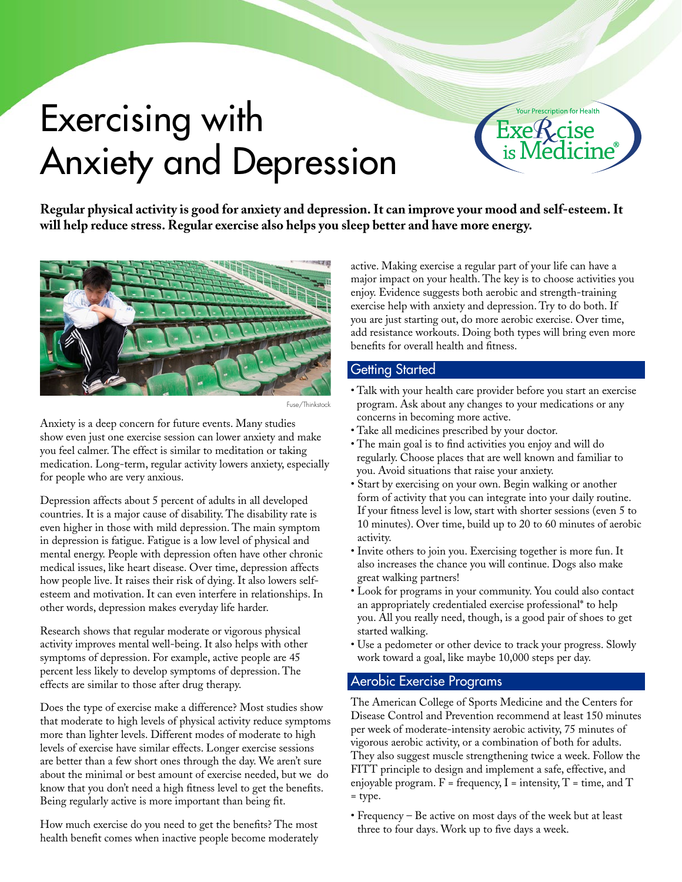# Exercising with Anxiety and Depression

Your Prescription for Health
Exercise is Medicine®

**Regular physical activity is good for anxiety and depression. It can improve your mood and self-esteem. It will help reduce stress. Regular exercise also helps you sleep better and have more energy.**

Fuse/Thinkstock

Anxiety is a deep concern for future events. Many studies show even just one exercise session can lower anxiety and make you feel calmer. The effect is similar to meditation or taking medication. Long-term, regular activity lowers anxiety, especially for people who are very anxious.

Depression affects about 5 percent of adults in all developed countries. It is a major cause of disability. The disability rate is even higher in those with mild depression. The main symptom in depression is fatigue. Fatigue is a low level of physical and mental energy. People with depression often have other chronic medical issues, like heart disease. Over time, depression affects how people live. It raises their risk of dying. It also lowers self-esteem and motivation. It can even interfere in relationships. In other words, depression makes everyday life harder.

Research shows that regular moderate or vigorous physical activity improves mental well-being. It also helps with other symptoms of depression. For example, active people are 45 percent less likely to develop symptoms of depression. The effects are similar to those after drug therapy.

Does the type of exercise make a difference? Most studies show that moderate to high levels of physical activity reduce symptoms more than lighter levels. Different modes of moderate to high levels of exercise have similar effects. Longer exercise sessions are better than a few short ones through the day. We aren't sure about the minimal or best amount of exercise needed, but we do know that you don't need a high fitness level to get the benefits. Being regularly active is more important than being fit.

How much exercise do you need to get the benefits? The most health benefit comes when inactive people become moderately active. Making exercise a regular part of your life can have a major impact on your health. The key is to choose activities you enjoy. Evidence suggests both aerobic and strength-training exercise help with anxiety and depression. Try to do both. If you are just starting out, do more aerobic exercise. Over time, add resistance workouts. Doing both types will bring even more benefits for overall health and fitness.

## Getting Started

- Talk with your health care provider before you start an exercise program. Ask about any changes to your medications or any concerns in becoming more active.
- Take all medicines prescribed by your doctor.
- The main goal is to find activities you enjoy and will do regularly. Choose places that are well known and familiar to you. Avoid situations that raise your anxiety.
- Start by exercising on your own. Begin walking or another form of activity that you can integrate into your daily routine. If your fitness level is low, start with shorter sessions (even 5 to 10 minutes). Over time, build up to 20 to 60 minutes of aerobic activity.
- Invite others to join you. Exercising together is more fun. It also increases the chance you will continue. Dogs also make great walking partners!
- Look for programs in your community. You could also contact an appropriately credentialed exercise professional* to help you. All you really need, though, is a good pair of shoes to get started walking.
- Use a pedometer or other device to track your progress. Slowly work toward a goal, like maybe 10,000 steps per day.

## Aerobic Exercise Programs

The American College of Sports Medicine and the Centers for Disease Control and Prevention recommend at least 150 minutes per week of moderate-intensity aerobic activity, 75 minutes of vigorous aerobic activity, or a combination of both for adults. They also suggest muscle strengthening twice a week. Follow the FITT principle to design and implement a safe, effective, and enjoyable program. F = frequency, I = intensity, T = time, and T = type.

- Frequency – Be active on most days of the week but at least three to four days. Work up to five days a week.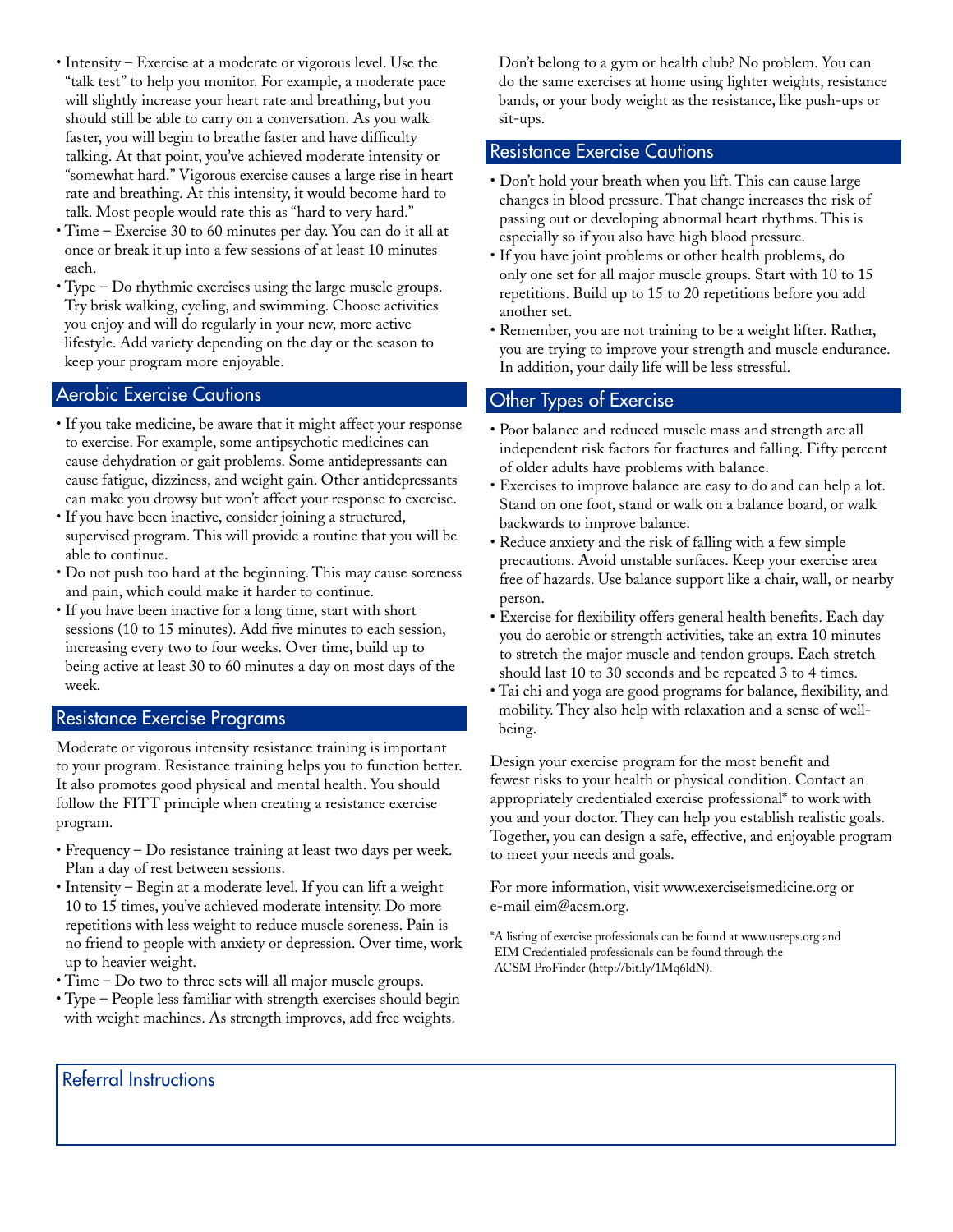- Intensity – Exercise at a moderate or vigorous level. Use the “talk test” to help you monitor. For example, a moderate pace will slightly increase your heart rate and breathing, but you should still be able to carry on a conversation. As you walk faster, you will begin to breathe faster and have difficulty talking. At that point, you’ve achieved moderate intensity or “somewhat hard.” Vigorous exercise causes a large rise in heart rate and breathing. At this intensity, it would become hard to talk. Most people would rate this as “hard to very hard.”
- Time – Exercise 30 to 60 minutes per day. You can do it all at once or break it up into a few sessions of at least 10 minutes each.
- Type – Do rhythmic exercises using the large muscle groups. Try brisk walking, cycling, and swimming. Choose activities you enjoy and will do regularly in your new, more active lifestyle. Add variety depending on the day or the season to keep your program more enjoyable.

## Aerobic Exercise Cautions

- If you take medicine, be aware that it might affect your response to exercise. For example, some antipsychotic medicines can cause dehydration or gait problems. Some antidepressants can cause fatigue, dizziness, and weight gain. Other antidepressants can make you drowsy but won’t affect your response to exercise.
- If you have been inactive, consider joining a structured, supervised program. This will provide a routine that you will be able to continue.
- Do not push too hard at the beginning. This may cause soreness and pain, which could make it harder to continue.
- If you have been inactive for a long time, start with short sessions (10 to 15 minutes). Add five minutes to each session, increasing every two to four weeks. Over time, build up to being active at least 30 to 60 minutes a day on most days of the week.

## Resistance Exercise Programs

Moderate or vigorous intensity resistance training is important to your program. Resistance training helps you to function better. It also promotes good physical and mental health. You should follow the FITT principle when creating a resistance exercise program.

- Frequency – Do resistance training at least two days per week. Plan a day of rest between sessions.
- Intensity – Begin at a moderate level. If you can lift a weight 10 to 15 times, you’ve achieved moderate intensity. Do more repetitions with less weight to reduce muscle soreness. Pain is no friend to people with anxiety or depression. Over time, work up to heavier weight.
- Time – Do two to three sets will all major muscle groups.
- Type – People less familiar with strength exercises should begin with weight machines. As strength improves, add free weights.

Don’t belong to a gym or health club? No problem. You can do the same exercises at home using lighter weights, resistance bands, or your body weight as the resistance, like push-ups or sit-ups.

## Resistance Exercise Cautions

- Don’t hold your breath when you lift. This can cause large changes in blood pressure. That change increases the risk of passing out or developing abnormal heart rhythms. This is especially so if you also have high blood pressure.
- If you have joint problems or other health problems, do only one set for all major muscle groups. Start with 10 to 15 repetitions. Build up to 15 to 20 repetitions before you add another set.
- Remember, you are not training to be a weight lifter. Rather, you are trying to improve your strength and muscle endurance. In addition, your daily life will be less stressful.

## Other Types of Exercise

- Poor balance and reduced muscle mass and strength are all independent risk factors for fractures and falling. Fifty percent of older adults have problems with balance.
- Exercises to improve balance are easy to do and can help a lot. Stand on one foot, stand or walk on a balance board, or walk backwards to improve balance.
- Reduce anxiety and the risk of falling with a few simple precautions. Avoid unstable surfaces. Keep your exercise area free of hazards. Use balance support like a chair, wall, or nearby person.
- Exercise for flexibility offers general health benefits. Each day you do aerobic or strength activities, take an extra 10 minutes to stretch the major muscle and tendon groups. Each stretch should last 10 to 30 seconds and be repeated 3 to 4 times.
- Tai chi and yoga are good programs for balance, flexibility, and mobility. They also help with relaxation and a sense of well-being.

Design your exercise program for the most benefit and fewest risks to your health or physical condition. Contact an appropriately credentialed exercise professional* to work with you and your doctor. They can help you establish realistic goals. Together, you can design a safe, effective, and enjoyable program to meet your needs and goals.

For more information, visit www.exerciseismedicine.org or e-mail eim@acsm.org.

*A listing of exercise professionals can be found at www.usreps.org and EIM Credentialed professionals can be found through the ACSM ProFinder (http://bit.ly/1Mq6ldN).

## Referral Instructions